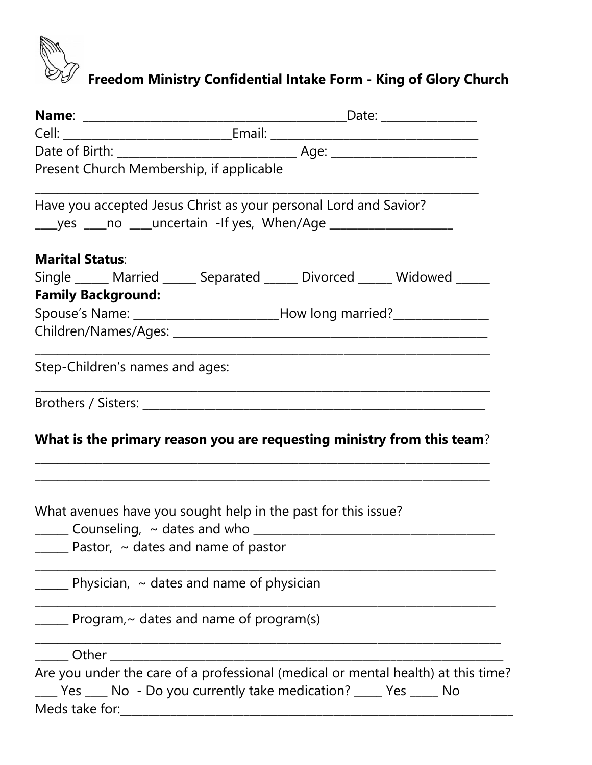## Freedom Ministry Confidential Intake Form - King of Glory Church

**Name**: ____________________________________________Date: ________________
Cell: ____________________________Email: ____________________________________
Date of Birth: ______________________________ Age: ________________________
Present Church Membership, if applicable
_____________________________________________________________________________

Have you accepted Jesus Christ as your personal Lord and Savior?
____yes ____no ____uncertain -If yes, When/Age _____________________

**Marital Status**:
Single ______ Married ______ Separated ______ Divorced ______ Widowed ______

**Family Background:**
Spouse's Name: ________________________How long married?________________
Children/Names/Ages: _______________________________________________________
_____________________________________________________________________________
Step-Children's names and ages:
_____________________________________________________________________________
Brothers / Sisters: __________________________________________________________

**What is the primary reason you are requesting ministry from this team**?
_____________________________________________________________________________
_____________________________________________________________________________

What avenues have you sought help in the past for this issue?
______ Counseling, ~ dates and who _________________________________________
______ Pastor, ~ dates and name of pastor
_____________________________________________________________________________
______ Physician, ~ dates and name of physician
_____________________________________________________________________________
______ Program,~ dates and name of program(s)
_____________________________________________________________________________
______ Other _______________________________________________________________

Are you under the care of a professional (medical or mental health) at this time?
____ Yes ____ No - Do you currently take medication? _____ Yes _____ No
Meds take for:_______________________________________________________________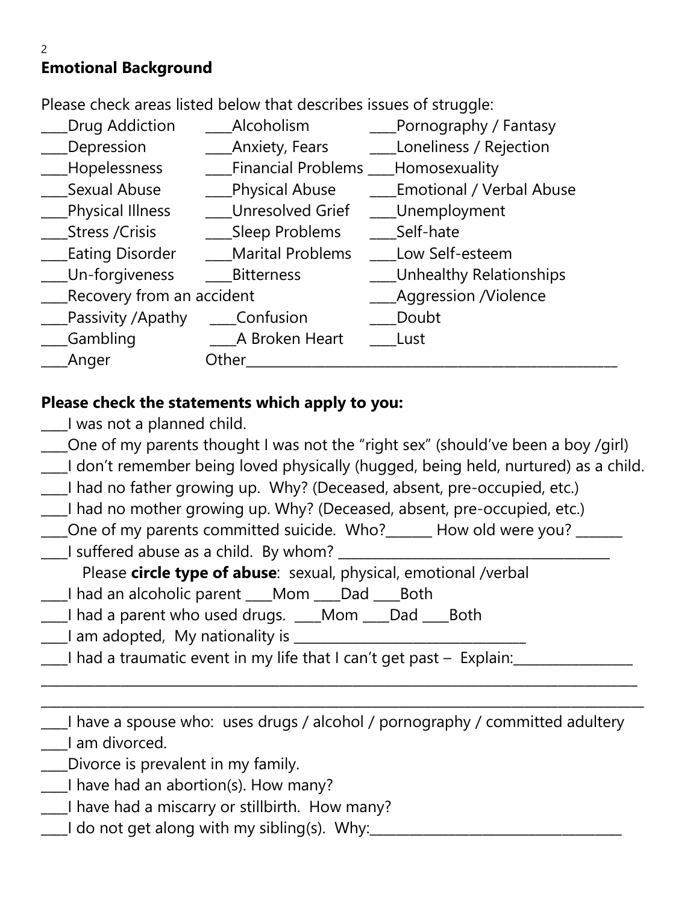## Emotional Background

Please check areas listed below that describes issues of struggle:

| | | |
|---|---|---|
| ____Drug Addiction | ____Alcoholism | ____Pornography / Fantasy |
| ____Depression | ____Anxiety, Fears | ____Loneliness / Rejection |
| ____Hopelessness | ____Financial Problems | ____Homosexuality |
| ____Sexual Abuse | ____Physical Abuse | ____Emotional / Verbal Abuse |
| ____Physical Illness | ____Unresolved Grief | ____Unemployment |
| ____Stress /Crisis | ____Sleep Problems | ____Self-hate |
| ____Eating Disorder | ____Marital Problems | ____Low Self-esteem |
| ____Un-forgiveness | ____Bitterness | ____Unhealthy Relationships |
| ____Recovery from an accident | | ____Aggression /Violence |
| ____Passivity /Apathy | ____Confusion | ____Doubt |
| ____Gambling | ____A Broken Heart | ____Lust |
| ____Anger | Other______________________________ | |

**Please check the statements which apply to you:**

____I was not a planned child.

____One of my parents thought I was not the "right sex" (should've been a boy /girl)

____I don't remember being loved physically (hugged, being held, nurtured) as a child.

____I had no father growing up. Why? (Deceased, absent, pre-occupied, etc.)

____I had no mother growing up. Why? (Deceased, absent, pre-occupied, etc.)

____One of my parents committed suicide. Who?_______ How old were you? _______

____I suffered abuse as a child. By whom? ________________________________________

Please **circle type of abuse**: sexual, physical, emotional /verbal

____I had an alcoholic parent ____Mom ____Dad ____Both

____I had a parent who used drugs. ____Mom ____Dad ____Both

____I am adopted, My nationality is _________________________________

____I had a traumatic event in my life that I can't get past – Explain:_________________

_____________________________________________________________________________

_____________________________________________________________________________

____I have a spouse who: uses drugs / alcohol / pornography / committed adultery

____I am divorced.

____Divorce is prevalent in my family.

____I have had an abortion(s). How many?

____I have had a miscarry or stillbirth. How many?

____I do not get along with my sibling(s). Why:____________________________________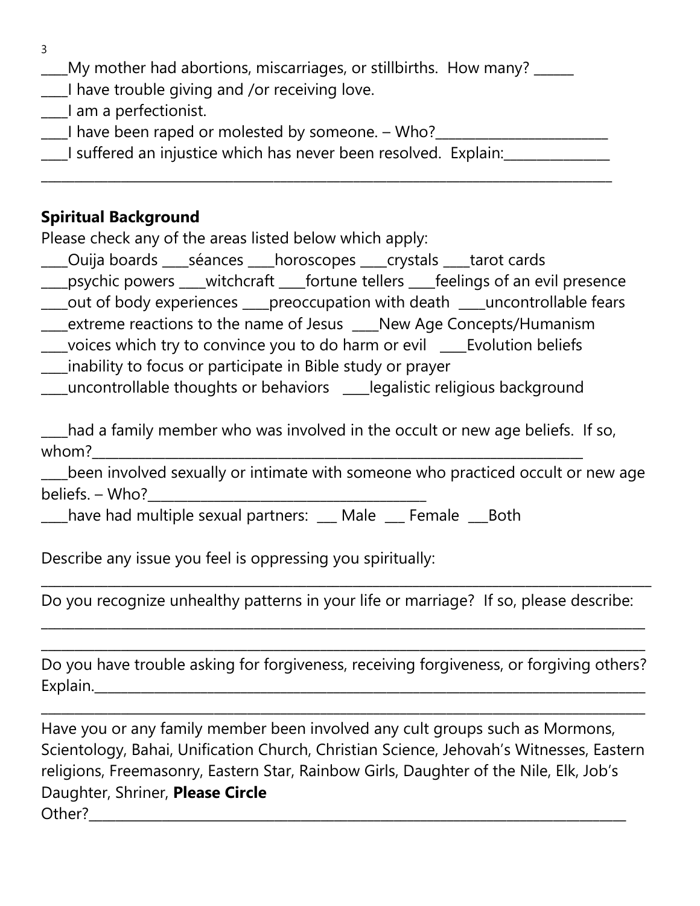____My mother had abortions, miscarriages, or stillbirths. How many? ______
____I have trouble giving and /or receiving love.
____I am a perfectionist.
____I have been raped or molested by someone. – Who?_________________________
____I suffered an injustice which has never been resolved. Explain:_______________
_____________________________________________________________________________

**Spiritual Background**

Please check any of the areas listed below which apply:

____Ouija boards ____séances ____horoscopes ____crystals ____tarot cards
____psychic powers ____witchcraft ____fortune tellers ____feelings of an evil presence
____out of body experiences ____preoccupation with death ____uncontrollable fears
____extreme reactions to the name of Jesus ____New Age Concepts/Humanism
____voices which try to convince you to do harm or evil ____Evolution beliefs
____inability to focus or participate in Bible study or prayer
____uncontrollable thoughts or behaviors ____legalistic religious background

____had a family member who was involved in the occult or new age beliefs. If so, whom?_______________________________________________________________________
____been involved sexually or intimate with someone who practiced occult or new age beliefs. – Who?_________________________________________
____have had multiple sexual partners: ___ Male ___ Female ___Both

Describe any issue you feel is oppressing you spiritually:
_______________________________________________________________________________

Do you recognize unhealthy patterns in your life or marriage? If so, please describe:
_______________________________________________________________________________
_______________________________________________________________________________

Do you have trouble asking for forgiveness, receiving forgiveness, or forgiving others? Explain.________________________________________________________________________
_______________________________________________________________________________

Have you or any family member been involved any cult groups such as Mormons, Scientology, Bahai, Unification Church, Christian Science, Jehovah's Witnesses, Eastern religions, Freemasonry, Eastern Star, Rainbow Girls, Daughter of the Nile, Elk, Job's Daughter, Shriner, **Please Circle**
Other?__________________________________________________________________________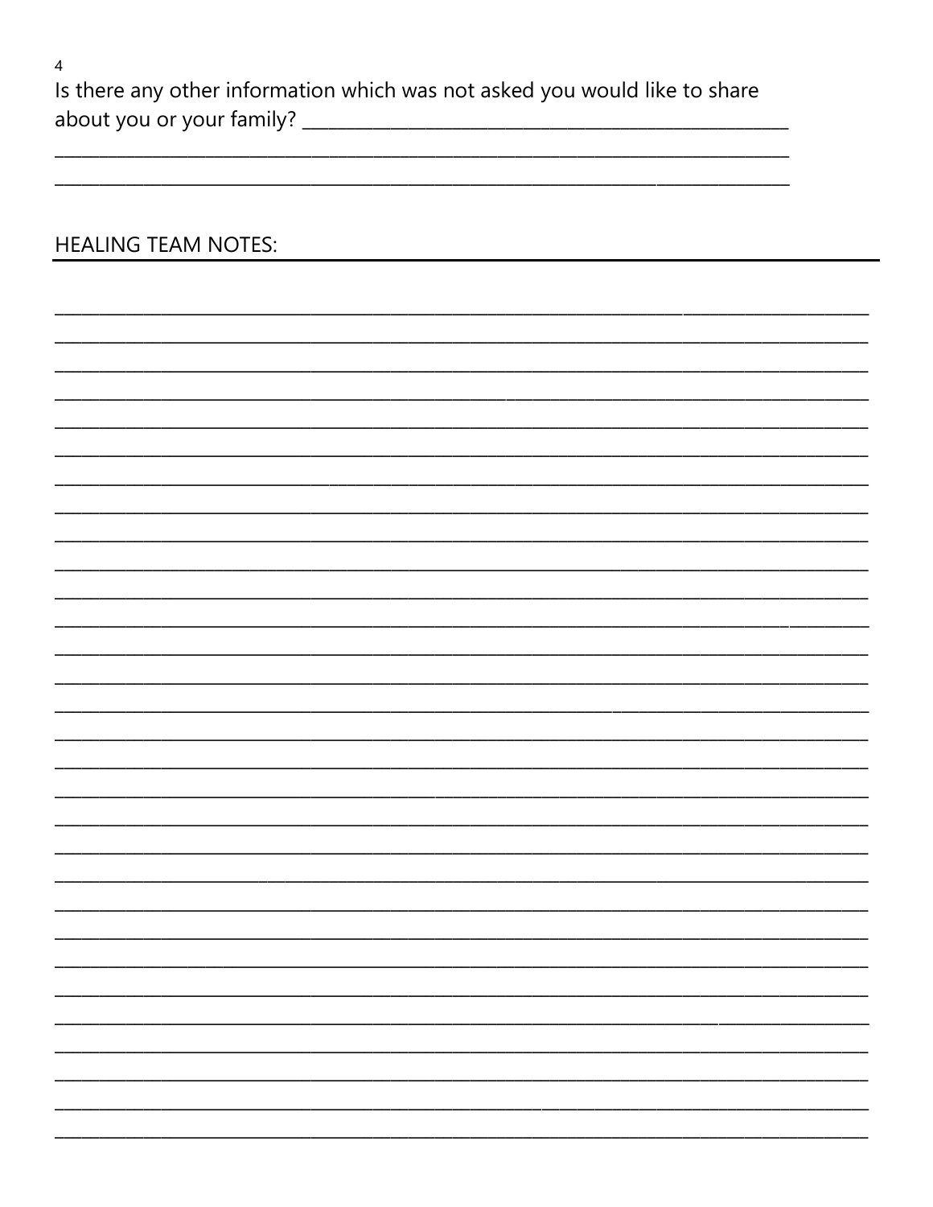Is there any other information which was not asked you would like to share about you or your family? ______________________________________________

______________________________________________________________________________

______________________________________________________________________________

## HEALING TEAM NOTES:

______________________________________________________________________________

______________________________________________________________________________

______________________________________________________________________________

______________________________________________________________________________

______________________________________________________________________________

______________________________________________________________________________

______________________________________________________________________________

______________________________________________________________________________

______________________________________________________________________________

______________________________________________________________________________

______________________________________________________________________________

______________________________________________________________________________

______________________________________________________________________________

______________________________________________________________________________

______________________________________________________________________________

______________________________________________________________________________

______________________________________________________________________________

______________________________________________________________________________

______________________________________________________________________________

______________________________________________________________________________

______________________________________________________________________________

______________________________________________________________________________

______________________________________________________________________________

______________________________________________________________________________

______________________________________________________________________________

______________________________________________________________________________

______________________________________________________________________________

______________________________________________________________________________

______________________________________________________________________________

______________________________________________________________________________

______________________________________________________________________________